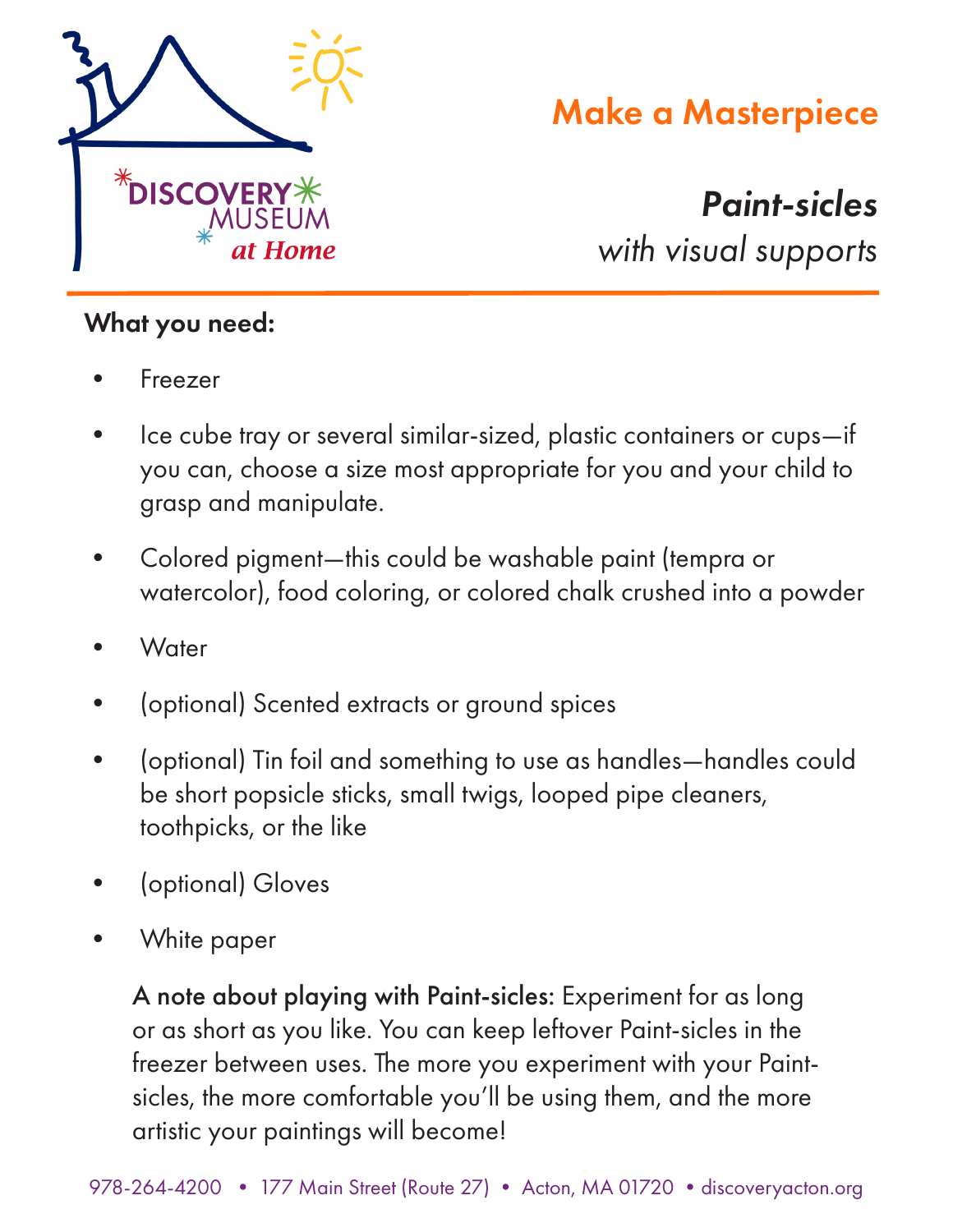DISCOVERY MUSEUM at Home

# Make a Masterpiece

## *Paint-sicles*

*with visual supports*

**What you need:**

- Freezer
- Ice cube tray or several similar-sized, plastic containers or cups—if you can, choose a size most appropriate for you and your child to grasp and manipulate.
- Colored pigment—this could be washable paint (tempra or watercolor), food coloring, or colored chalk crushed into a powder
- Water
- (optional) Scented extracts or ground spices
- (optional) Tin foil and something to use as handles—handles could be short popsicle sticks, small twigs, looped pipe cleaners, toothpicks, or the like
- (optional) Gloves
- White paper

**A note about playing with Paint-sicles:** Experiment for as long or as short as you like. You can keep leftover Paint-sicles in the freezer between uses. The more you experiment with your Paint-sicles, the more comfortable you'll be using them, and the more artistic your paintings will become!

978-264-4200 • 177 Main Street (Route 27) • Acton, MA 01720 • discoveryacton.org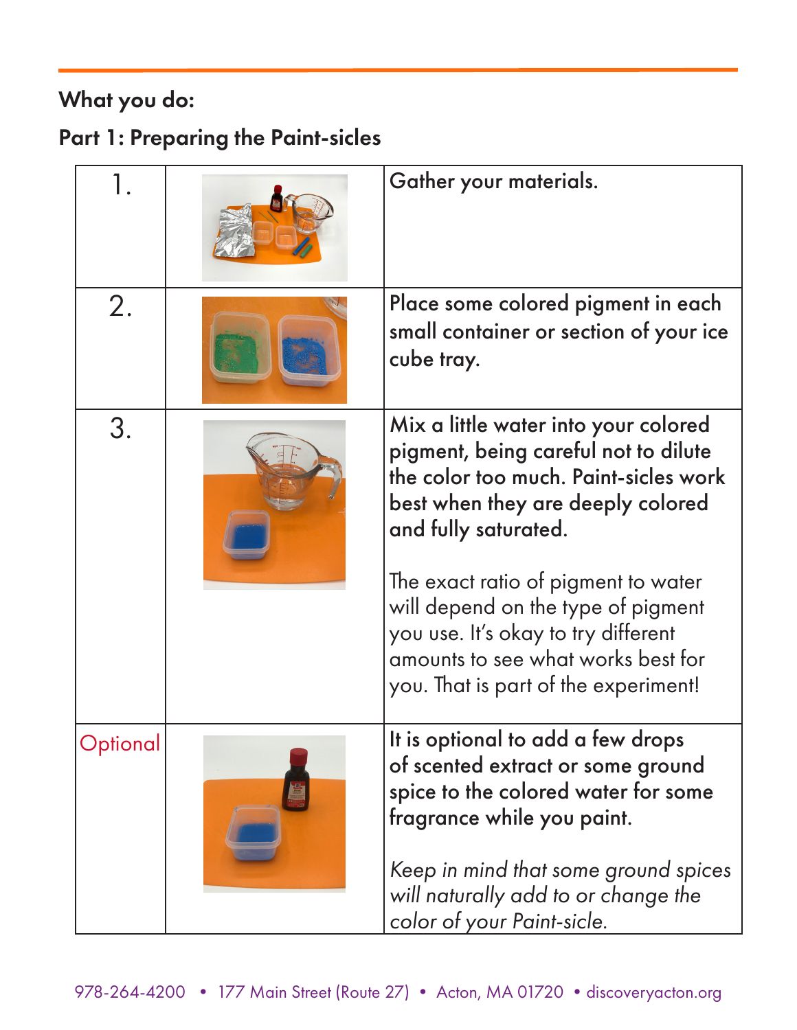## What you do:

### Part 1: Preparing the Paint-sicles

| | | |
|---|---|---|
| 1. | | Gather your materials. |
| 2. | | Place some colored pigment in each small container or section of your ice cube tray. |
| 3. | | Mix a little water into your colored pigment, being careful not to dilute the color too much. Paint-sicles work best when they are deeply colored and fully saturated.<br><br>The exact ratio of pigment to water will depend on the type of pigment you use. It's okay to try different amounts to see what works best for you. That is part of the experiment! |
| Optional | | It is optional to add a few drops of scented extract or some ground spice to the colored water for some fragrance while you paint.<br><br>*Keep in mind that some ground spices will naturally add to or change the color of your Paint-sicle.* |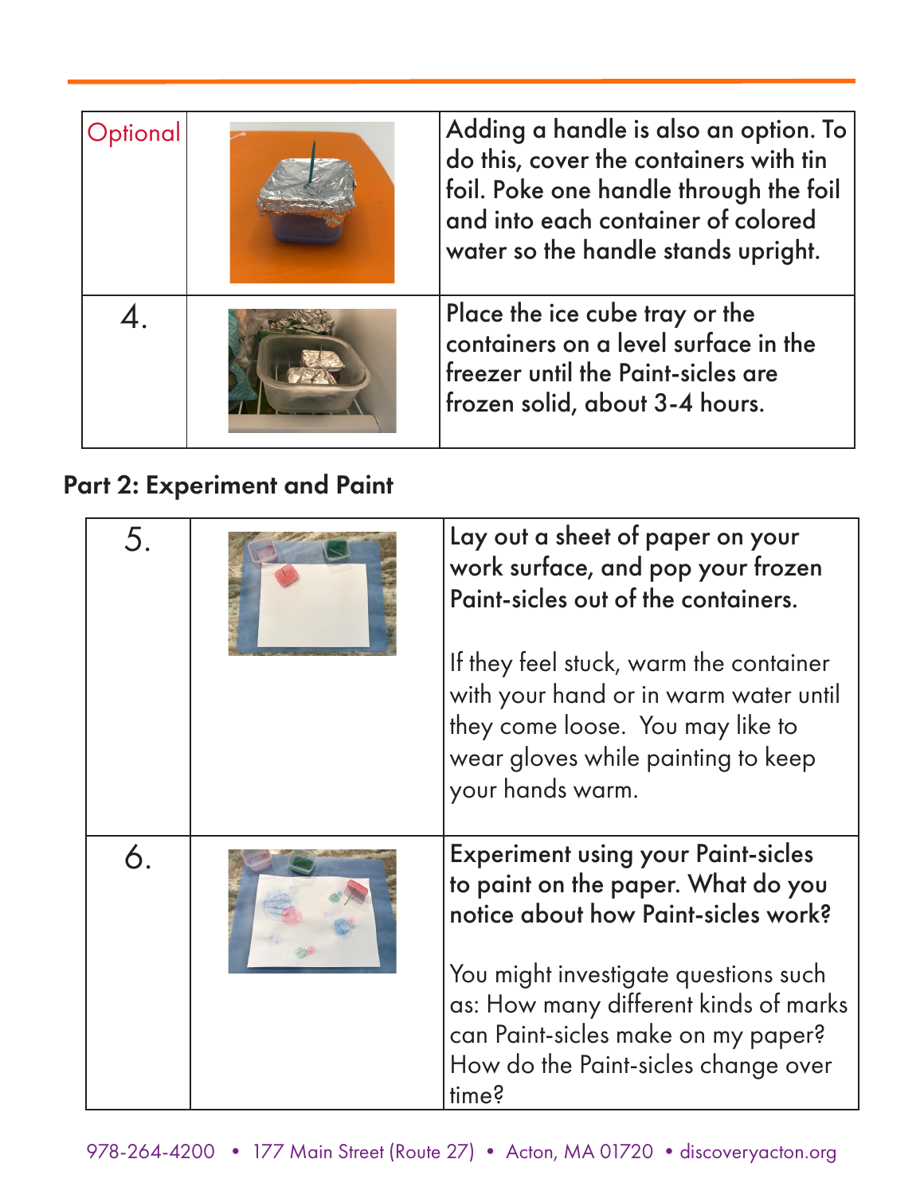| | | |
|---|---|---|
| Optional | | Adding a handle is also an option. To do this, cover the containers with tin foil. Poke one handle through the foil and into each container of colored water so the handle stands upright. |
| 4. | | Place the ice cube tray or the containers on a level surface in the freezer until the Paint-sicles are frozen solid, about 3-4 hours. |

**Part 2: Experiment and Paint**

| | | |
|---|---|---|
| 5. | | Lay out a sheet of paper on your work surface, and pop your frozen Paint-sicles out of the containers.<br><br>If they feel stuck, warm the container with your hand or in warm water until they come loose. You may like to wear gloves while painting to keep your hands warm. |
| 6. | | **Experiment using your Paint-sicles to paint on the paper. What do you notice about how Paint-sicles work?**<br><br>You might investigate questions such as: How many different kinds of marks can Paint-sicles make on my paper? How do the Paint-sicles change over time? |